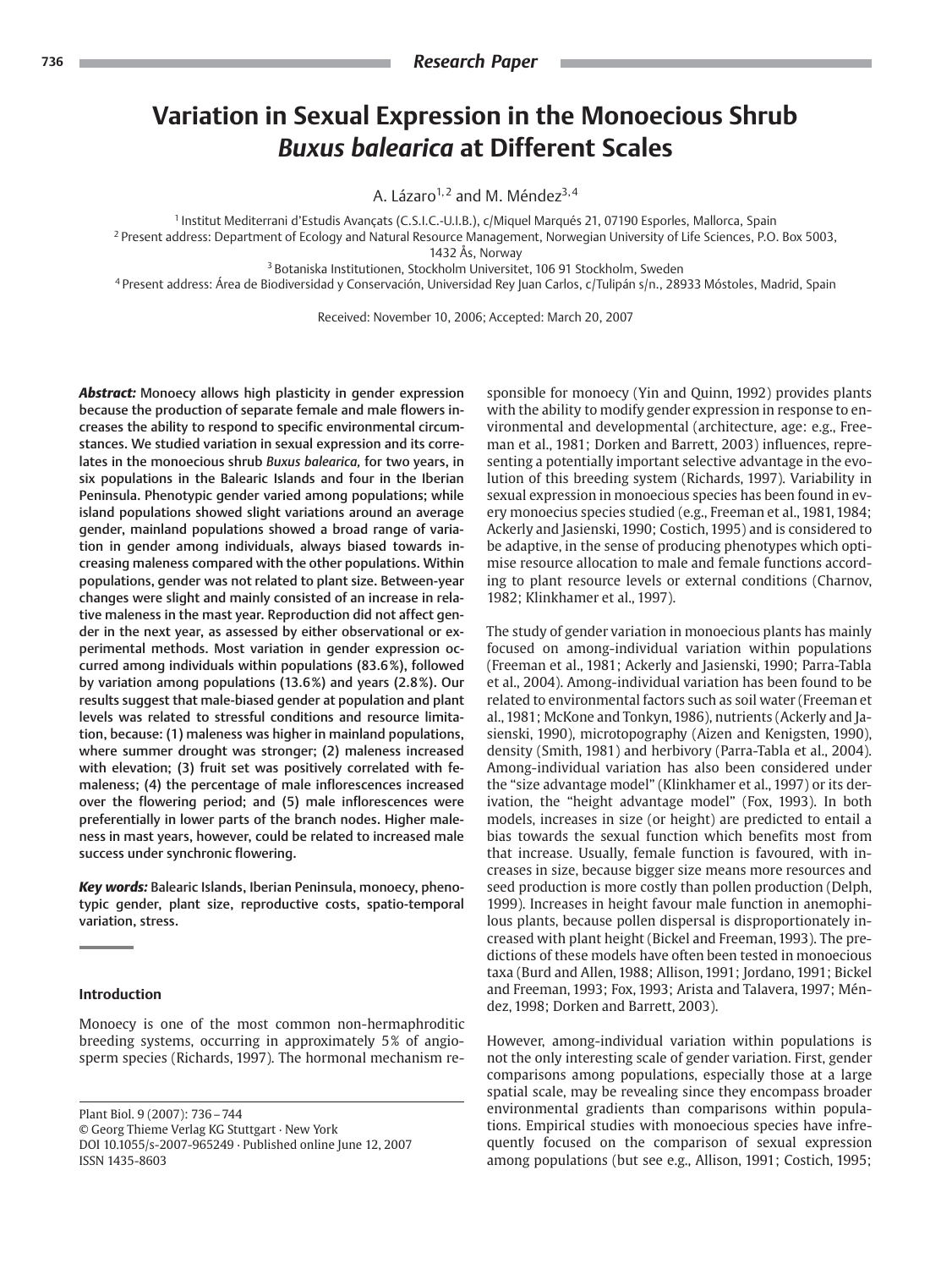# Variation in Sexual Expression in the Monoecious Shrub *Buxus balearica* at Different Scales

A. Lázaro[1,2] and M. Méndez[3,4]

[1] Institut Mediterrani d'Estudis Avançats (C.S.I.C.-U.I.B.), c/Miquel Marqués 21, 07190 Esporles, Mallorca, Spain
[2] Present address: Department of Ecology and Natural Resource Management, Norwegian University of Life Sciences, P.O. Box 5003, 1432 Ås, Norway
[3] Botaniska Institutionen, Stockholm Universitet, 106 91 Stockholm, Sweden
[4] Present address: Área de Biodiversidad y Conservación, Universidad Rey Juan Carlos, c/Tulipán s/n., 28933 Móstoles, Madrid, Spain

Received: November 10, 2006; Accepted: March 20, 2007

***Abstract:*** **Monoecy allows high plasticity in gender expression because the production of separate female and male flowers increases the ability to respond to specific environmental circumstances. We studied variation in sexual expression and its correlates in the monoecious shrub *Buxus balearica,* for two years, in six populations in the Balearic Islands and four in the Iberian Peninsula. Phenotypic gender varied among populations; while island populations showed slight variations around an average gender, mainland populations showed a broad range of variation in gender among individuals, always biased towards increasing maleness compared with the other populations. Within populations, gender was not related to plant size. Between-year changes were slight and mainly consisted of an increase in relative maleness in the mast year. Reproduction did not affect gender in the next year, as assessed by either observational or experimental methods. Most variation in gender expression occurred among individuals within populations (83.6%), followed by variation among populations (13.6%) and years (2.8%). Our results suggest that male-biased gender at population and plant levels was related to stressful conditions and resource limitation, because: (1) maleness was higher in mainland populations, where summer drought was stronger; (2) maleness increased with elevation; (3) fruit set was positively correlated with femaleness; (4) the percentage of male inflorescences increased over the flowering period; and (5) male inflorescences were preferentially in lower parts of the branch nodes. Higher maleness in mast years, however, could be related to increased male success under synchronic flowering.**

***Key words:*** **Balearic Islands, Iberian Peninsula, monoecy, phenotypic gender, plant size, reproductive costs, spatio-temporal variation, stress.**

## Introduction

Monoecy is one of the most common non-hermaphroditic breeding systems, occurring in approximately 5% of angiosperm species (Richards, 1997). The hormonal mechanism responsible for monoecy (Yin and Quinn, 1992) provides plants with the ability to modify gender expression in response to environmental and developmental (architecture, age: e.g., Freeman et al., 1981; Dorken and Barrett, 2003) influences, representing a potentially important selective advantage in the evolution of this breeding system (Richards, 1997). Variability in sexual expression in monoecious species has been found in every monoecius species studied (e.g., Freeman et al., 1981, 1984; Ackerly and Jasienski, 1990; Costich, 1995) and is considered to be adaptive, in the sense of producing phenotypes which optimise resource allocation to male and female functions according to plant resource levels or external conditions (Charnov, 1982; Klinkhamer et al., 1997).

The study of gender variation in monoecious plants has mainly focused on among-individual variation within populations (Freeman et al., 1981; Ackerly and Jasienski, 1990; Parra-Tabla et al., 2004). Among-individual variation has been found to be related to environmental factors such as soil water (Freeman et al., 1981; McKone and Tonkyn, 1986), nutrients (Ackerly and Jasienski, 1990), microtopography (Aizen and Kenigsten, 1990), density (Smith, 1981) and herbivory (Parra-Tabla et al., 2004). Among-individual variation has also been considered under the "size advantage model" (Klinkhamer et al., 1997) or its derivation, the "height advantage model" (Fox, 1993). In both models, increases in size (or height) are predicted to entail a bias towards the sexual function which benefits most from that increase. Usually, female function is favoured, with increases in size, because bigger size means more resources and seed production is more costly than pollen production (Delph, 1999). Increases in height favour male function in anemophilous plants, because pollen dispersal is disproportionately increased with plant height (Bickel and Freeman, 1993). The predictions of these models have often been tested in monoecious taxa (Burd and Allen, 1988; Allison, 1991; Jordano, 1991; Bickel and Freeman, 1993; Fox, 1993; Arista and Talavera, 1997; Méndez, 1998; Dorken and Barrett, 2003).

However, among-individual variation within populations is not the only interesting scale of gender variation. First, gender comparisons among populations, especially those at a large spatial scale, may be revealing since they encompass broader environmental gradients than comparisons within populations. Empirical studies with monoecious species have infrequently focused on the comparison of sexual expression among populations (but see e.g., Allison, 1991; Costich, 1995;

Plant Biol. 9 (2007): 736 – 744
© Georg Thieme Verlag KG Stuttgart · New York
DOI 10.1055/s-2007-965249 · Published online June 12, 2007
ISSN 1435-8603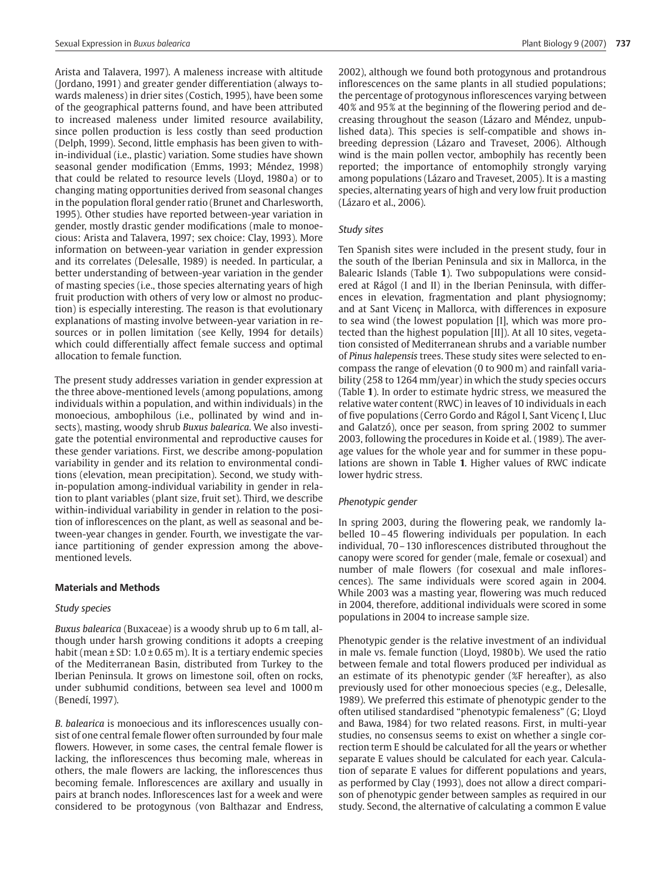Arista and Talavera, 1997). A maleness increase with altitude (Jordano, 1991) and greater gender differentiation (always towards maleness) in drier sites (Costich, 1995), have been some of the geographical patterns found, and have been attributed to increased maleness under limited resource availability, since pollen production is less costly than seed production (Delph, 1999). Second, little emphasis has been given to within-individual (i.e., plastic) variation. Some studies have shown seasonal gender modification (Emms, 1993; Méndez, 1998) that could be related to resource levels (Lloyd, 1980a) or to changing mating opportunities derived from seasonal changes in the population floral gender ratio (Brunet and Charlesworth, 1995). Other studies have reported between-year variation in gender, mostly drastic gender modifications (male to monoecious: Arista and Talavera, 1997; sex choice: Clay, 1993). More information on between-year variation in gender expression and its correlates (Delesalle, 1989) is needed. In particular, a better understanding of between-year variation in the gender of masting species (i.e., those species alternating years of high fruit production with others of very low or almost no production) is especially interesting. The reason is that evolutionary explanations of masting involve between-year variation in resources or in pollen limitation (see Kelly, 1994 for details) which could differentially affect female success and optimal allocation to female function.

The present study addresses variation in gender expression at the three above-mentioned levels (among populations, among individuals within a population, and within individuals) in the monoecious, ambophilous (i.e., pollinated by wind and insects), masting, woody shrub *Buxus balearica*. We also investigate the potential environmental and reproductive causes for these gender variations. First, we describe among-population variability in gender and its relation to environmental conditions (elevation, mean precipitation). Second, we study within-population among-individual variability in gender in relation to plant variables (plant size, fruit set). Third, we describe within-individual variability in gender in relation to the position of inflorescences on the plant, as well as seasonal and between-year changes in gender. Fourth, we investigate the variance partitioning of gender expression among the above-mentioned levels.

## Materials and Methods

### Study species

*Buxus balearica* (Buxaceae) is a woody shrub up to 6 m tall, although under harsh growing conditions it adopts a creeping habit (mean ± SD: 1.0 ± 0.65 m). It is a tertiary endemic species of the Mediterranean Basin, distributed from Turkey to the Iberian Peninsula. It grows on limestone soil, often on rocks, under subhumid conditions, between sea level and 1000 m (Benedí, 1997).

*B. balearica* is monoecious and its inflorescences usually consist of one central female flower often surrounded by four male flowers. However, in some cases, the central female flower is lacking, the inflorescences thus becoming male, whereas in others, the male flowers are lacking, the inflorescences thus becoming female. Inflorescences are axillary and usually in pairs at branch nodes. Inflorescences last for a week and were considered to be protogynous (von Balthazar and Endress, 2002), although we found both protogynous and protandrous inflorescences on the same plants in all studied populations; the percentage of protogynous inflorescences varying between 40% and 95% at the beginning of the flowering period and decreasing throughout the season (Lázaro and Méndez, unpublished data). This species is self-compatible and shows inbreeding depression (Lázaro and Traveset, 2006). Although wind is the main pollen vector, ambophily has recently been reported; the importance of entomophily strongly varying among populations (Lázaro and Traveset, 2005). It is a masting species, alternating years of high and very low fruit production (Lázaro et al., 2006).

### Study sites

Ten Spanish sites were included in the present study, four in the south of the Iberian Peninsula and six in Mallorca, in the Balearic Islands (Table **1**). Two subpopulations were considered at Rágol (I and II) in the Iberian Peninsula, with differences in elevation, fragmentation and plant physiognomy; and at Sant Vicenç in Mallorca, with differences in exposure to sea wind (the lowest population [I], which was more protected than the highest population [II]). At all 10 sites, vegetation consisted of Mediterranean shrubs and a variable number of *Pinus halepensis* trees. These study sites were selected to encompass the range of elevation (0 to 900 m) and rainfall variability (258 to 1264 mm/year) in which the study species occurs (Table **1**). In order to estimate hydric stress, we measured the relative water content (RWC) in leaves of 10 individuals in each of five populations (Cerro Gordo and Rágol I, Sant Vicenç I, Lluc and Galatzó), once per season, from spring 2002 to summer 2003, following the procedures in Koide et al. (1989). The average values for the whole year and for summer in these populations are shown in Table **1**. Higher values of RWC indicate lower hydric stress.

### Phenotypic gender

In spring 2003, during the flowering peak, we randomly labelled 10–45 flowering individuals per population. In each individual, 70–130 inflorescences distributed throughout the canopy were scored for gender (male, female or cosexual) and number of male flowers (for cosexual and male inflorescences). The same individuals were scored again in 2004. While 2003 was a masting year, flowering was much reduced in 2004, therefore, additional individuals were scored in some populations in 2004 to increase sample size.

Phenotypic gender is the relative investment of an individual in male vs. female function (Lloyd, 1980b). We used the ratio between female and total flowers produced per individual as an estimate of its phenotypic gender (%F hereafter), as also previously used for other monoecious species (e.g., Delesalle, 1989). We preferred this estimate of phenotypic gender to the often utilised standardised "phenotypic femaleness" (G; Lloyd and Bawa, 1984) for two related reasons. First, in multi-year studies, no consensus seems to exist on whether a single correction term E should be calculated for all the years or whether separate E values should be calculated for each year. Calculation of separate E values for different populations and years, as performed by Clay (1993), does not allow a direct comparison of phenotypic gender between samples as required in our study. Second, the alternative of calculating a common E value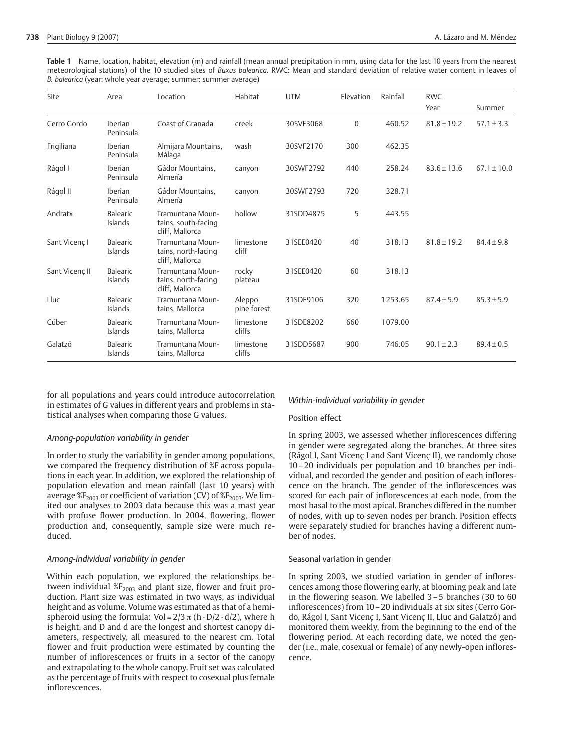**Table 1** Name, location, habitat, elevation (m) and rainfall (mean annual precipitation in mm, using data for the last 10 years from the nearest meteorological stations) of the 10 studied sites of *Buxus balearica*. RWC: Mean and standard deviation of relative water content in leaves of *B. balearica* (year: whole year average; summer: summer average)

| Site | Area | Location | Habitat | UTM | Elevation | Rainfall | RWC | |
|---|---|---|---|---|---|---|---|---|
| | | | | | | | Year | Summer |
| Cerro Gordo | Iberian Peninsula | Coast of Granada | creek | 30SVF3068 | 0 | 460.52 | 81.8 ± 19.2 | 57.1 ± 3.3 |
| Frigiliana | Iberian Peninsula | Almijara Mountains, Málaga | wash | 30SVF2170 | 300 | 462.35 | | |
| Rágol I | Iberian Peninsula | Gádor Mountains, Almería | canyon | 30SWF2792 | 440 | 258.24 | 83.6 ± 13.6 | 67.1 ± 10.0 |
| Rágol II | Iberian Peninsula | Gádor Mountains, Almería | canyon | 30SWF2793 | 720 | 328.71 | | |
| Andratx | Balearic Islands | Tramuntana Mountains, south-facing cliff, Mallorca | hollow | 31SDD4875 | 5 | 443.55 | | |
| Sant Vicenç I | Balearic Islands | Tramuntana Mountains, north-facing cliff, Mallorca | limestone cliff | 31SEE0420 | 40 | 318.13 | 81.8 ± 19.2 | 84.4 ± 9.8 |
| Sant Vicenç II | Balearic Islands | Tramuntana Mountains, north-facing cliff, Mallorca | rocky plateau | 31SEE0420 | 60 | 318.13 | | |
| Lluc | Balearic Islands | Tramuntana Mountains, Mallorca | Aleppo pine forest | 31SDE9106 | 320 | 1253.65 | 87.4 ± 5.9 | 85.3 ± 5.9 |
| Cúber | Balearic Islands | Tramuntana Mountains, Mallorca | limestone cliffs | 31SDE8202 | 660 | 1079.00 | | |
| Galatzó | Balearic Islands | Tramuntana Mountains, Mallorca | limestone cliffs | 31SDD5687 | 900 | 746.05 | 90.1 ± 2.3 | 89.4 ± 0.5 |

for all populations and years could introduce autocorrelation in estimates of G values in different years and problems in statistical analyses when comparing those G values.

### *Among-population variability in gender*

In order to study the variability in gender among populations, we compared the frequency distribution of %F across populations in each year. In addition, we explored the relationship of population elevation and mean rainfall (last 10 years) with average $\%F_{2003}$ or coefficient of variation (CV) of $\%F_{2003}$. We limited our analyses to 2003 data because this was a mast year with profuse flower production. In 2004, flowering, flower production and, consequently, sample size were much reduced.

### *Among-individual variability in gender*

Within each population, we explored the relationships between individual $\%F_{2003}$ and plant size, flower and fruit production. Plant size was estimated in two ways, as individual height and as volume. Volume was estimated as that of a hemispheroid using the formula: $Vol = 2/3\,\pi\,(h \cdot D/2 \cdot d/2)$, where h is height, and D and d are the longest and shortest canopy diameters, respectively, all measured to the nearest cm. Total flower and fruit production were estimated by counting the number of inflorescences or fruits in a sector of the canopy and extrapolating to the whole canopy. Fruit set was calculated as the percentage of fruits with respect to cosexual plus female inflorescences.

### *Within-individual variability in gender*

#### Position effect

In spring 2003, we assessed whether inflorescences differing in gender were segregated along the branches. At three sites (Rágol I, Sant Vicenç I and Sant Vicenç II), we randomly chose 10–20 individuals per population and 10 branches per individual, and recorded the gender and position of each inflorescence on the branch. The gender of the inflorescences was scored for each pair of inflorescences at each node, from the most basal to the most apical. Branches differed in the number of nodes, with up to seven nodes per branch. Position effects were separately studied for branches having a different number of nodes.

#### Seasonal variation in gender

In spring 2003, we studied variation in gender of inflorescences among those flowering early, at blooming peak and late in the flowering season. We labelled 3–5 branches (30 to 60 inflorescences) from 10–20 individuals at six sites (Cerro Gordo, Rágol I, Sant Vicenç I, Sant Vicenç II, Lluc and Galatzó) and monitored them weekly, from the beginning to the end of the flowering period. At each recording date, we noted the gender (i.e., male, cosexual or female) of any newly-open inflorescence.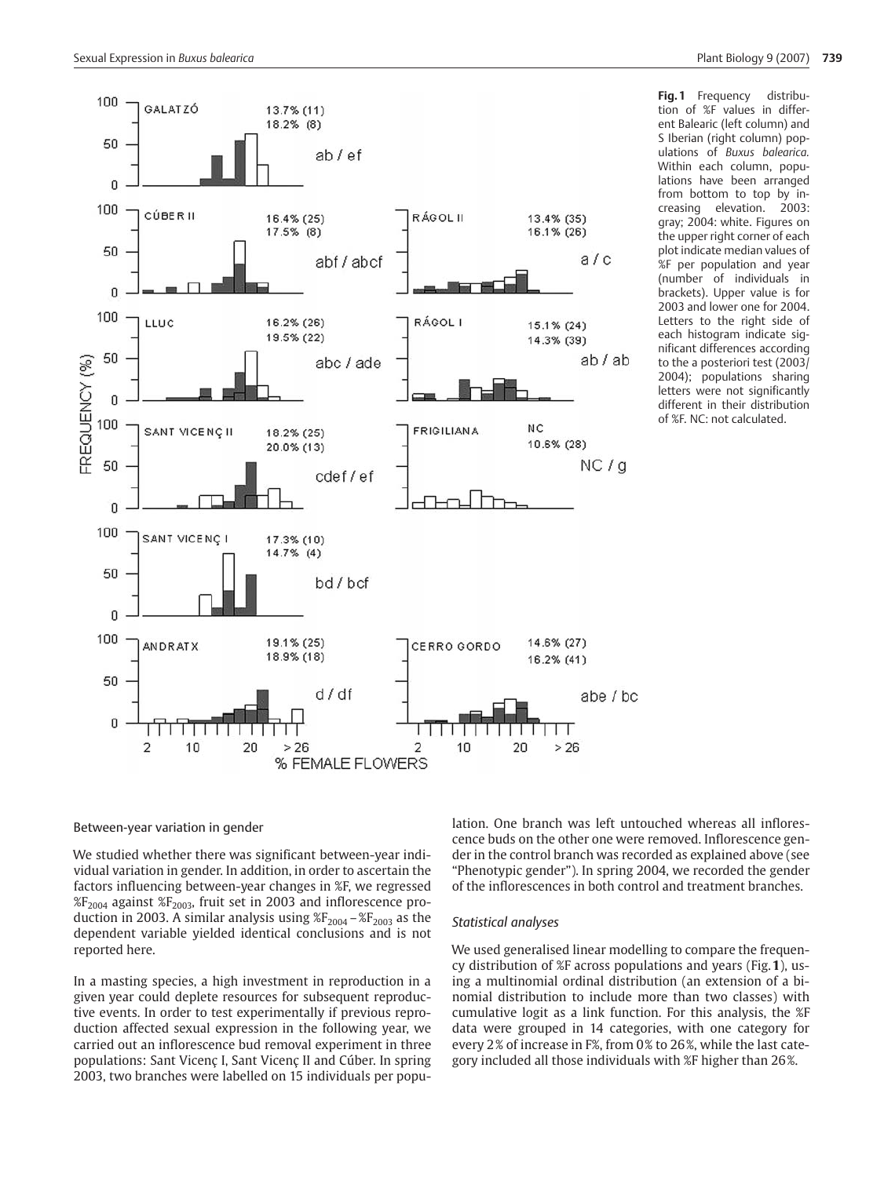**Fig. 1** Frequency distribution of %F values in different Balearic (left column) and S Iberian (right column) populations of *Buxus balearica*. Within each column, populations have been arranged from bottom to top by increasing elevation. 2003: gray; 2004: white. Figures on the upper right corner of each plot indicate median values of %F per population and year (number of individuals in brackets). Upper value is for 2003 and lower one for 2004. Letters to the right side of each histogram indicate significant differences according to the a posteriori test (2003/2004); populations sharing letters were not significantly different in their distribution of %F. NC: not calculated.

### Between-year variation in gender

We studied whether there was significant between-year individual variation in gender. In addition, in order to ascertain the factors influencing between-year changes in %F, we regressed $\%F_{2004}$ against $\%F_{2003}$, fruit set in 2003 and inflorescence production in 2003. A similar analysis using $\%F_{2004} - \%F_{2003}$ as the dependent variable yielded identical conclusions and is not reported here.

In a masting species, a high investment in reproduction in a given year could deplete resources for subsequent reproductive events. In order to test experimentally if previous reproduction affected sexual expression in the following year, we carried out an inflorescence bud removal experiment in three populations: Sant Vicenç I, Sant Vicenç II and Cúber. In spring 2003, two branches were labelled on 15 individuals per population. One branch was left untouched whereas all inflorescence buds on the other one were removed. Inflorescence gender in the control branch was recorded as explained above (see "Phenotypic gender"). In spring 2004, we recorded the gender of the inflorescences in both control and treatment branches.

### *Statistical analyses*

We used generalised linear modelling to compare the frequency distribution of %F across populations and years (Fig. **1**), using a multinomial ordinal distribution (an extension of a binomial distribution to include more than two classes) with cumulative logit as a link function. For this analysis, the %F data were grouped in 14 categories, with one category for every 2% of increase in F%, from 0% to 26%, while the last category included all those individuals with %F higher than 26%.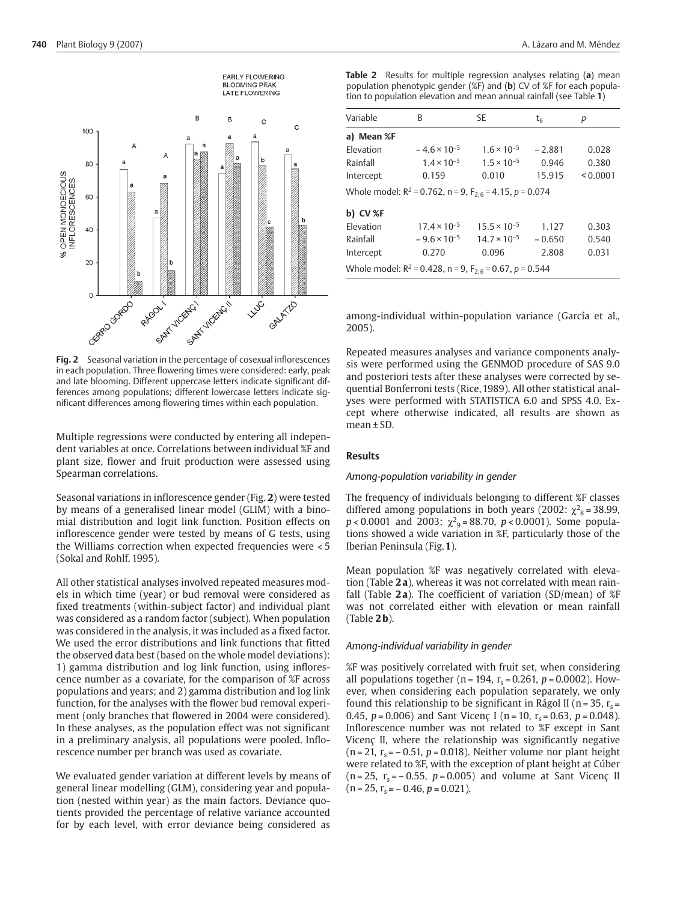**Fig. 2** Seasonal variation in the percentage of cosexual inflorescences in each population. Three flowering times were considered: early, peak and late blooming. Different uppercase letters indicate significant differences among populations; different lowercase letters indicate significant differences among flowering times within each population.

Multiple regressions were conducted by entering all independent variables at once. Correlations between individual %F and plant size, flower and fruit production were assessed using Spearman correlations.

Seasonal variations in inflorescence gender (Fig. **2**) were tested by means of a generalised linear model (GLIM) with a binomial distribution and logit link function. Position effects on inflorescence gender were tested by means of G tests, using the Williams correction when expected frequencies were < 5 (Sokal and Rohlf, 1995).

All other statistical analyses involved repeated measures models in which time (year) or bud removal were considered as fixed treatments (within-subject factor) and individual plant was considered as a random factor (subject). When population was considered in the analysis, it was included as a fixed factor. We used the error distributions and link functions that fitted the observed data best (based on the whole model deviations): 1) gamma distribution and log link function, using inflorescence number as a covariate, for the comparison of %F across populations and years; and 2) gamma distribution and log link function, for the analyses with the flower bud removal experiment (only branches that flowered in 2004 were considered). In these analyses, as the population effect was not significant in a preliminary analysis, all populations were pooled. Inflorescence number per branch was used as covariate.

We evaluated gender variation at different levels by means of general linear modelling (GLM), considering year and population (nested within year) as the main factors. Deviance quotients provided the percentage of relative variance accounted for by each level, with error deviance being considered as among-individual within-population variance (García et al., 2005).

Repeated measures analyses and variance components analysis were performed using the GENMOD procedure of SAS 9.0 and posteriori tests after these analyses were corrected by sequential Bonferroni tests (Rice, 1989). All other statistical analyses were performed with STATISTICA 6.0 and SPSS 4.0. Except where otherwise indicated, all results are shown as mean ± SD.

**Table 2** Results for multiple regression analyses relating (**a**) mean population phenotypic gender (%F) and (**b**) CV of %F for each population to population elevation and mean annual rainfall (see Table **1**)

| Variable | B | SE | $t_6$ | *p* |
|---|---|---|---|---|
| **a) Mean %F** | | | | |
| Elevation | $-4.6 \times 10^{-5}$ | $1.6 \times 10^{-5}$ | −2.881 | 0.028 |
| Rainfall | $1.4 \times 10^{-5}$ | $1.5 \times 10^{-5}$ | 0.946 | 0.380 |
| Intercept | 0.159 | 0.010 | 15.915 | < 0.0001 |
| Whole model: $R^2 = 0.762$, n = 9, $F_{2,6} = 4.15$, $p = 0.074$ | | | | |
| **b) CV %F** | | | | |
| Elevation | $17.4 \times 10^{-5}$ | $15.5 \times 10^{-5}$ | 1.127 | 0.303 |
| Rainfall | $-9.6 \times 10^{-5}$ | $14.7 \times 10^{-5}$ | −0.650 | 0.540 |
| Intercept | 0.270 | 0.096 | 2.808 | 0.031 |
| Whole model: $R^2 = 0.428$, n = 9, $F_{2,6} = 0.67$, $p = 0.544$ | | | | |

## Results

### *Among-population variability in gender*

The frequency of individuals belonging to different %F classes differed among populations in both years (2002: $\chi^2_8 = 38.99$, $p < 0.0001$ and 2003: $\chi^2_9 = 88.70$, $p < 0.0001$). Some populations showed a wide variation in %F, particularly those of the Iberian Peninsula (Fig. **1**).

Mean population %F was negatively correlated with elevation (Table **2a**), whereas it was not correlated with mean rainfall (Table **2a**). The coefficient of variation (SD/mean) of %F was not correlated either with elevation or mean rainfall (Table **2b**).

### *Among-individual variability in gender*

%F was positively correlated with fruit set, when considering all populations together (n = 194, $r_s = 0.261$, $p = 0.0002$). However, when considering each population separately, we only found this relationship to be significant in Rágol II (n = 35, $r_s = 0.45$, $p = 0.006$) and Sant Vicenç I (n = 10, $r_s = 0.63$, $p = 0.048$). Inflorescence number was not related to %F except in Sant Vicenç II, where the relationship was significantly negative (n = 21, $r_s = -0.51$, $p = 0.018$). Neither volume nor plant height were related to %F, with the exception of plant height at Cúber (n = 25, $r_s = -0.55$, $p = 0.005$) and volume at Sant Vicenç II (n = 25, $r_s = -0.46$, $p = 0.021$).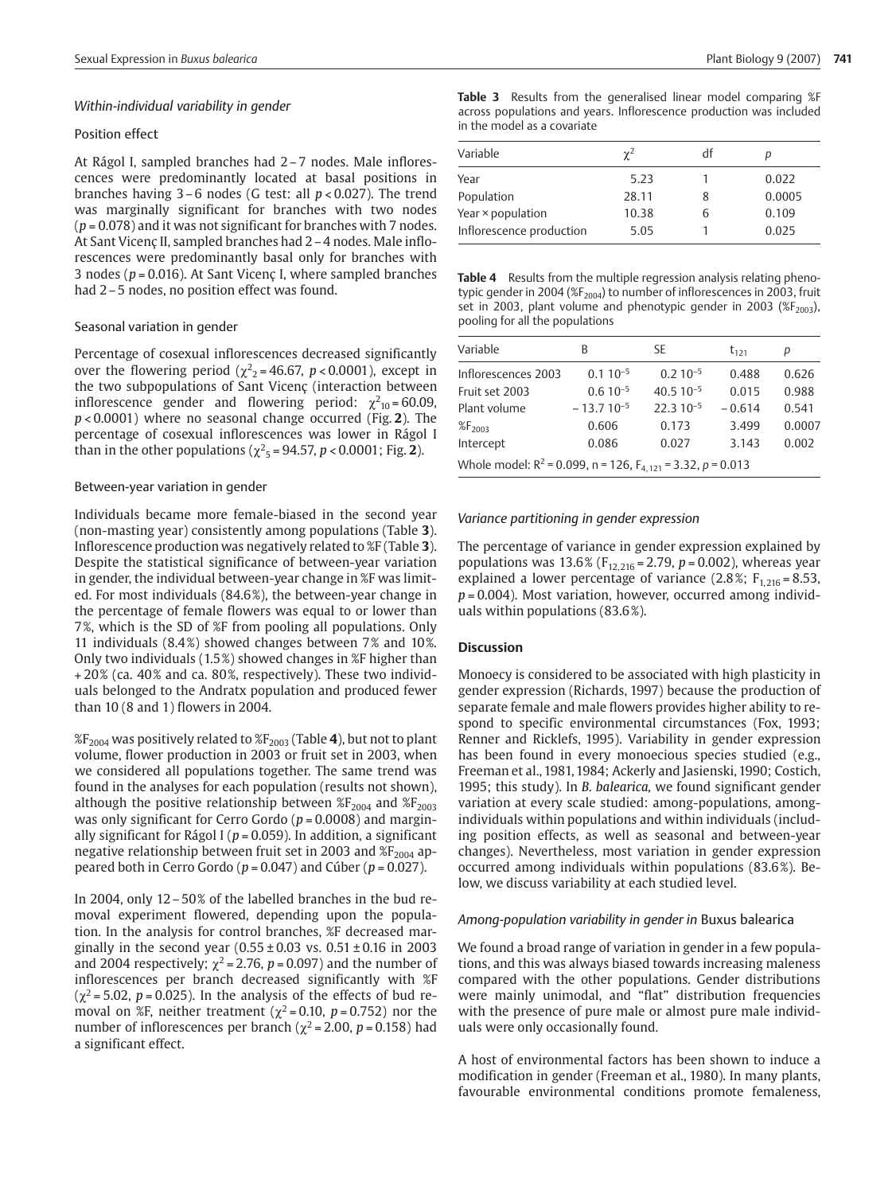### *Within-individual variability in gender*

#### Position effect

At Rágol I, sampled branches had 2 – 7 nodes. Male inflorescences were predominantly located at basal positions in branches having 3 – 6 nodes (G test: all $p < 0.027$). The trend was marginally significant for branches with two nodes ($p = 0.078$) and it was not significant for branches with 7 nodes. At Sant Vicenç II, sampled branches had 2 – 4 nodes. Male inflorescences were predominantly basal only for branches with 3 nodes ($p = 0.016$). At Sant Vicenç I, where sampled branches had 2 – 5 nodes, no position effect was found.

#### Seasonal variation in gender

Percentage of cosexual inflorescences decreased significantly over the flowering period ($\chi^2_2 = 46.67$, $p < 0.0001$), except in the two subpopulations of Sant Vicenç (interaction between inflorescence gender and flowering period: $\chi^2_{10} = 60.09$, $p < 0.0001$) where no seasonal change occurred (Fig. **2**). The percentage of cosexual inflorescences was lower in Rágol I than in the other populations ($\chi^2_5 = 94.57$, $p < 0.0001$; Fig. **2**).

#### Between-year variation in gender

Individuals became more female-biased in the second year (non-masting year) consistently among populations (Table **3**). Inflorescence production was negatively related to %F (Table **3**). Despite the statistical significance of between-year variation in gender, the individual between-year change in %F was limited. For most individuals (84.6%), the between-year change in the percentage of female flowers was equal to or lower than 7%, which is the SD of %F from pooling all populations. Only 11 individuals (8.4%) showed changes between 7% and 10%. Only two individuals (1.5%) showed changes in %F higher than + 20% (ca. 40% and ca. 80%, respectively). These two individuals belonged to the Andratx population and produced fewer than 10 (8 and 1) flowers in 2004.

$\%F_{2004}$ was positively related to $\%F_{2003}$ (Table **4**), but not to plant volume, flower production in 2003 or fruit set in 2003, when we considered all populations together. The same trend was found in the analyses for each population (results not shown), although the positive relationship between $\%F_{2004}$ and $\%F_{2003}$ was only significant for Cerro Gordo ($p = 0.0008$) and marginally significant for Rágol I ($p = 0.059$). In addition, a significant negative relationship between fruit set in 2003 and $\%F_{2004}$ appeared both in Cerro Gordo ($p = 0.047$) and Cúber ($p = 0.027$).

In 2004, only 12 – 50% of the labelled branches in the bud removal experiment flowered, depending upon the population. In the analysis for control branches, %F decreased marginally in the second year (0.55 ± 0.03 vs. 0.51 ± 0.16 in 2003 and 2004 respectively; $\chi^2 = 2.76$, $p = 0.097$) and the number of inflorescences per branch decreased significantly with %F ($\chi^2 = 5.02$, $p = 0.025$). In the analysis of the effects of bud removal on %F, neither treatment ($\chi^2 = 0.10$, $p = 0.752$) nor the number of inflorescences per branch ($\chi^2 = 2.00$, $p = 0.158$) had a significant effect.

**Table 3** Results from the generalised linear model comparing %F across populations and years. Inflorescence production was included in the model as a covariate

| Variable | $\chi^2$ | df | p |
|---|---|---|---|
| Year | 5.23 | 1 | 0.022 |
| Population | 28.11 | 8 | 0.0005 |
| Year × population | 10.38 | 6 | 0.109 |
| Inflorescence production | 5.05 | 1 | 0.025 |

**Table 4** Results from the multiple regression analysis relating phenotypic gender in 2004 ($\%F_{2004}$) to number of inflorescences in 2003, fruit set in 2003, plant volume and phenotypic gender in 2003 ($\%F_{2003}$), pooling for all the populations

| Variable | B | SE | $t_{121}$ | p |
|---|---|---|---|---|
| Inflorescences 2003 | $0.1\ 10^{-5}$ | $0.2\ 10^{-5}$ | 0.488 | 0.626 |
| Fruit set 2003 | $0.6\ 10^{-5}$ | $40.5\ 10^{-5}$ | 0.015 | 0.988 |
| Plant volume | $-13.7\ 10^{-5}$ | $22.3\ 10^{-5}$ | −0.614 | 0.541 |
| $\%F_{2003}$ | 0.606 | 0.173 | 3.499 | 0.0007 |
| Intercept | 0.086 | 0.027 | 3.143 | 0.002 |
| Whole model: $R^2 = 0.099$, n = 126, $F_{4,121} = 3.32$, $p = 0.013$ | | | | |

### *Variance partitioning in gender expression*

The percentage of variance in gender expression explained by populations was 13.6% ($F_{12,216} = 2.79$, $p = 0.002$), whereas year explained a lower percentage of variance (2.8%; $F_{1,216} = 8.53$, $p = 0.004$). Most variation, however, occurred among individuals within populations (83.6%).

## Discussion

Monoecy is considered to be associated with high plasticity in gender expression (Richards, 1997) because the production of separate female and male flowers provides higher ability to respond to specific environmental circumstances (Fox, 1993; Renner and Ricklefs, 1995). Variability in gender expression has been found in every monoecious species studied (e.g., Freeman et al., 1981, 1984; Ackerly and Jasienski, 1990; Costich, 1995; this study). In *B. balearica*, we found significant gender variation at every scale studied: among-populations, among-individuals within populations and within individuals (including position effects, as well as seasonal and between-year changes). Nevertheless, most variation in gender expression occurred among individuals within populations (83.6%). Below, we discuss variability at each studied level.

### *Among-population variability in gender in* Buxus balearica

We found a broad range of variation in gender in a few populations, and this was always biased towards increasing maleness compared with the other populations. Gender distributions were mainly unimodal, and "flat" distribution frequencies with the presence of pure male or almost pure male individuals were only occasionally found.

A host of environmental factors has been shown to induce a modification in gender (Freeman et al., 1980). In many plants, favourable environmental conditions promote femaleness,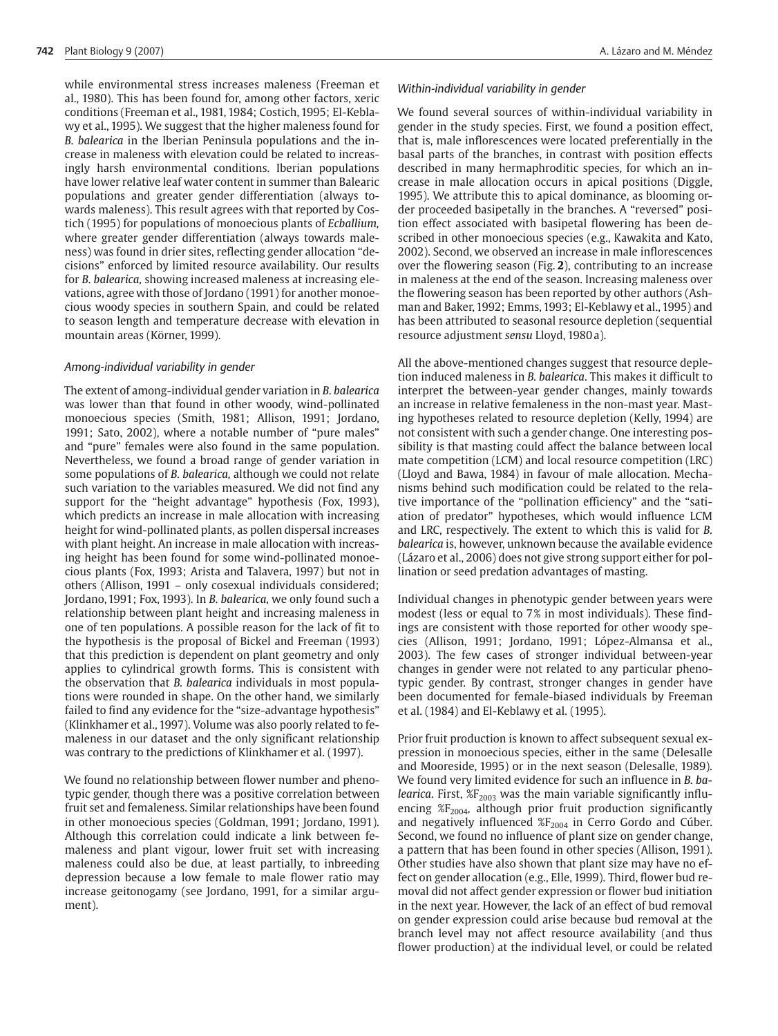while environmental stress increases maleness (Freeman et al., 1980). This has been found for, among other factors, xeric conditions (Freeman et al., 1981, 1984; Costich, 1995; El-Keblawy et al., 1995). We suggest that the higher maleness found for *B. balearica* in the Iberian Peninsula populations and the increase in maleness with elevation could be related to increasingly harsh environmental conditions. Iberian populations have lower relative leaf water content in summer than Balearic populations and greater gender differentiation (always towards maleness). This result agrees with that reported by Costich (1995) for populations of monoecious plants of *Ecballium*, where greater gender differentiation (always towards maleness) was found in drier sites, reflecting gender allocation "decisions" enforced by limited resource availability. Our results for *B. balearica*, showing increased maleness at increasing elevations, agree with those of Jordano (1991) for another monoecious woody species in southern Spain, and could be related to season length and temperature decrease with elevation in mountain areas (Körner, 1999).

### *Among-individual variability in gender*

The extent of among-individual gender variation in *B. balearica* was lower than that found in other woody, wind-pollinated monoecious species (Smith, 1981; Allison, 1991; Jordano, 1991; Sato, 2002), where a notable number of "pure males" and "pure" females were also found in the same population. Nevertheless, we found a broad range of gender variation in some populations of *B. balearica*, although we could not relate such variation to the variables measured. We did not find any support for the "height advantage" hypothesis (Fox, 1993), which predicts an increase in male allocation with increasing height for wind-pollinated plants, as pollen dispersal increases with plant height. An increase in male allocation with increasing height has been found for some wind-pollinated monoecious plants (Fox, 1993; Arista and Talavera, 1997) but not in others (Allison, 1991 – only cosexual individuals considered; Jordano, 1991; Fox, 1993). In *B. balearica*, we only found such a relationship between plant height and increasing maleness in one of ten populations. A possible reason for the lack of fit to the hypothesis is the proposal of Bickel and Freeman (1993) that this prediction is dependent on plant geometry and only applies to cylindrical growth forms. This is consistent with the observation that *B. balearica* individuals in most populations were rounded in shape. On the other hand, we similarly failed to find any evidence for the "size-advantage hypothesis" (Klinkhamer et al., 1997). Volume was also poorly related to femaleness in our dataset and the only significant relationship was contrary to the predictions of Klinkhamer et al. (1997).

We found no relationship between flower number and phenotypic gender, though there was a positive correlation between fruit set and femaleness. Similar relationships have been found in other monoecious species (Goldman, 1991; Jordano, 1991). Although this correlation could indicate a link between femaleness and plant vigour, lower fruit set with increasing maleness could also be due, at least partially, to inbreeding depression because a low female to male flower ratio may increase geitonogamy (see Jordano, 1991, for a similar argument).

### *Within-individual variability in gender*

We found several sources of within-individual variability in gender in the study species. First, we found a position effect, that is, male inflorescences were located preferentially in the basal parts of the branches, in contrast with position effects described in many hermaphroditic species, for which an increase in male allocation occurs in apical positions (Diggle, 1995). We attribute this to apical dominance, as blooming order proceeded basipetally in the branches. A "reversed" position effect associated with basipetal flowering has been described in other monoecious species (e.g., Kawakita and Kato, 2002). Second, we observed an increase in male inflorescences over the flowering season (Fig. **2**), contributing to an increase in maleness at the end of the season. Increasing maleness over the flowering season has been reported by other authors (Ashman and Baker, 1992; Emms, 1993; El-Keblawy et al., 1995) and has been attributed to seasonal resource depletion (sequential resource adjustment *sensu* Lloyd, 1980a).

All the above-mentioned changes suggest that resource depletion induced maleness in *B. balearica*. This makes it difficult to interpret the between-year gender changes, mainly towards an increase in relative femaleness in the non-mast year. Masting hypotheses related to resource depletion (Kelly, 1994) are not consistent with such a gender change. One interesting possibility is that masting could affect the balance between local mate competition (LCM) and local resource competition (LRC) (Lloyd and Bawa, 1984) in favour of male allocation. Mechanisms behind such modification could be related to the relative importance of the "pollination efficiency" and the "satiation of predator" hypotheses, which would influence LCM and LRC, respectively. The extent to which this is valid for *B. balearica* is, however, unknown because the available evidence (Lázaro et al., 2006) does not give strong support either for pollination or seed predation advantages of masting.

Individual changes in phenotypic gender between years were modest (less or equal to 7% in most individuals). These findings are consistent with those reported for other woody species (Allison, 1991; Jordano, 1991; López-Almansa et al., 2003). The few cases of stronger individual between-year changes in gender were not related to any particular phenotypic gender. By contrast, stronger changes in gender have been documented for female-biased individuals by Freeman et al. (1984) and El-Keblawy et al. (1995).

Prior fruit production is known to affect subsequent sexual expression in monoecious species, either in the same (Delesalle and Mooreside, 1995) or in the next season (Delesalle, 1989). We found very limited evidence for such an influence in *B. balearica*. First, $\%F_{2003}$ was the main variable significantly influencing $\%F_{2004}$, although prior fruit production significantly and negatively influenced $\%F_{2004}$ in Cerro Gordo and Cúber. Second, we found no influence of plant size on gender change, a pattern that has been found in other species (Allison, 1991). Other studies have also shown that plant size may have no effect on gender allocation (e.g., Elle, 1999). Third, flower bud removal did not affect gender expression or flower bud initiation in the next year. However, the lack of an effect of bud removal on gender expression could arise because bud removal at the branch level may not affect resource availability (and thus flower production) at the individual level, or could be related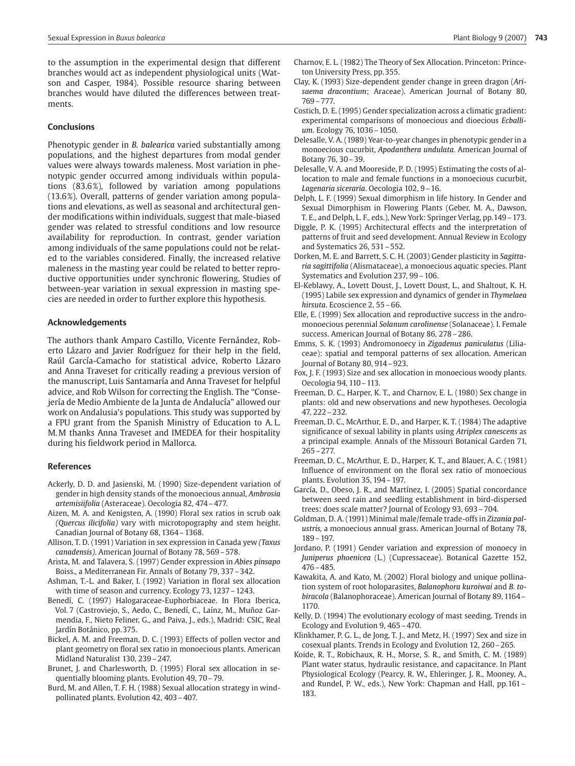to the assumption in the experimental design that different branches would act as independent physiological units (Watson and Casper, 1984). Possible resource sharing between branches would have diluted the differences between treatments.

### Conclusions

Phenotypic gender in *B. balearica* varied substantially among populations, and the highest departures from modal gender values were always towards maleness. Most variation in phenotypic gender occurred among individuals within populations (83.6%), followed by variation among populations (13.6%). Overall, patterns of gender variation among populations and elevations, as well as seasonal and architectural gender modifications within individuals, suggest that male-biased gender was related to stressful conditions and low resource availability for reproduction. In contrast, gender variation among individuals of the same populations could not be related to the variables considered. Finally, the increased relative maleness in the masting year could be related to better reproductive opportunities under synchronic flowering. Studies of between-year variation in sexual expression in masting species are needed in order to further explore this hypothesis.

### Acknowledgements

The authors thank Amparo Castillo, Vicente Fernández, Roberto Lázaro and Javier Rodríguez for their help in the field, Raúl García-Camacho for statistical advice, Roberto Lázaro and Anna Traveset for critically reading a previous version of the manuscript, Luis Santamaría and Anna Traveset for helpful advice, and Rob Wilson for correcting the English. The "Consejería de Medio Ambiente de la Junta de Andalucía" allowed our work on Andalusia's populations. This study was supported by a FPU grant from the Spanish Ministry of Education to A. L. M. M thanks Anna Traveset and IMEDEA for their hospitality during his fieldwork period in Mallorca.

### References

Ackerly, D. D. and Jasienski, M. (1990) Size-dependent variation of gender in high density stands of the monoecious annual, *Ambrosia artemisiifolia* (Asteraceae). Oecologia 82, 474 – 477.

Aizen, M. A. and Kenigsten, A. (1990) Floral sex ratios in scrub oak *(Quercus ilicifolia)* vary with microtopography and stem height. Canadian Journal of Botany 68, 1364 – 1368.

Allison, T. D. (1991) Variation in sex expression in Canada yew *(Taxus canadensis)*. American Journal of Botany 78, 569 – 578.

Arista, M. and Talavera, S. (1997) Gender expression in *Abies pinsapo* Boiss., a Mediterranean Fir. Annals of Botany 79, 337 – 342.

Ashman, T.-L. and Baker, I. (1992) Variation in floral sex allocation with time of season and currency. Ecology 73, 1237 – 1243.

Benedí, C. (1997) Halogaraceae-Euphorbiaceae. In Flora Iberica, Vol. 7 (Castroviejo, S., Aedo, C., Benedí, C., Laínz, M., Muñoz Garmendia, F., Nieto Feliner, G., and Paiva, J., eds.), Madrid: CSIC, Real Jardín Botánico, pp. 375.

Bickel, A. M. and Freeman, D. C. (1993) Effects of pollen vector and plant geometry on floral sex ratio in monoecious plants. American Midland Naturalist 130, 239 – 247.

Brunet, J. and Charlesworth, D. (1995) Floral sex allocation in sequentially blooming plants. Evolution 49, 70 – 79.

Burd, M. and Allen, T. F. H. (1988) Sexual allocation strategy in wind-pollinated plants. Evolution 42, 403 – 407.

Charnov, E. L. (1982) The Theory of Sex Allocation. Princeton: Princeton University Press, pp. 355.

Clay, K. (1993) Size-dependent gender change in green dragon (*Arisaema dracontium*; Araceae). American Journal of Botany 80, 769 – 777.

Costich, D. E. (1995) Gender specialization across a climatic gradient: experimental comparisons of monoecious and dioecious *Ecballium*. Ecology 76, 1036 – 1050.

Delesalle, V. A. (1989) Year-to-year changes in phenotypic gender in a monoecious cucurbit, *Apodanthera undulata*. American Journal of Botany 76, 30 – 39.

Delesalle, V. A. and Mooreside, P. D. (1995) Estimating the costs of allocation to male and female functions in a monoecious cucurbit, *Lagenaria siceraria*. Oecologia 102, 9 – 16.

Delph, L. F. (1999) Sexual dimorphism in life history. In Gender and Sexual Dimorphism in Flowering Plants (Geber, M. A., Dawson, T. E., and Delph, L. F., eds.), New York: Springer Verlag, pp. 149 – 173.

Diggle, P. K. (1995) Architectural effects and the interpretation of patterns of fruit and seed development. Annual Review in Ecology and Systematics 26, 531 – 552.

Dorken, M. E. and Barrett, S. C. H. (2003) Gender plasticity in *Sagittaria sagittifolia* (Alismataceae), a monoecious aquatic species. Plant Systematics and Evolution 237, 99 – 106.

El-Keblawy, A., Lovett Doust, J., Lovett Doust, L., and Shaltout, K. H. (1995) Labile sex expression and dynamics of gender in *Thymelaea hirsuta*. Ecoscience 2, 55 – 66.

Elle, E. (1999) Sex allocation and reproductive success in the andromonoecious perennial *Solanum carolinense* (Solanaceae). I. Female success. American Journal of Botany 86, 278 – 286.

Emms, S. K. (1993) Andromonoecy in *Zigadenus paniculatus* (Liliaceae): spatial and temporal patterns of sex allocation. American Journal of Botany 80, 914 – 923.

Fox, J. F. (1993) Size and sex allocation in monoecious woody plants. Oecologia 94, 110 – 113.

Freeman, D. C., Harper, K. T., and Charnov, E. L. (1980) Sex change in plants: old and new observations and new hypotheses. Oecologia 47, 222 – 232.

Freeman, D. C., McArthur, E. D., and Harper, K. T. (1984) The adaptive significance of sexual lability in plants using *Atriplex canescens* as a principal example. Annals of the Missouri Botanical Garden 71, 265 – 277.

Freeman, D. C., McArthur, E. D., Harper, K. T., and Blauer, A. C. (1981) Influence of environment on the floral sex ratio of monoecious plants. Evolution 35, 194 – 197.

García, D., Obeso, J. R., and Martínez, I. (2005) Spatial concordance between seed rain and seedling establishment in bird-dispersed trees: does scale matter? Journal of Ecology 93, 693 – 704.

Goldman, D. A. (1991) Minimal male/female trade-offs in *Zizania palustris*, a monoecious annual grass. American Journal of Botany 78, 189 – 197.

Jordano, P. (1991) Gender variation and expression of monoecy in *Juniperus phoenicea* (L.) (Cupressaceae). Botanical Gazette 152, 476 – 485.

Kawakita, A. and Kato, M. (2002) Floral biology and unique pollination system of root holoparasites, *Balanophora kuroiwai* and *B. tobiracola* (Balanophoraceae). American Journal of Botany 89, 1164 – 1170.

Kelly, D. (1994) The evolutionary ecology of mast seeding. Trends in Ecology and Evolution 9, 465 – 470.

Klinkhamer, P. G. L., de Jong, T. J., and Metz, H. (1997) Sex and size in cosexual plants. Trends in Ecology and Evolution 12, 260 – 265.

Koide, R. T., Robichaux, R. H., Morse, S. R., and Smith, C. M. (1989) Plant water status, hydraulic resistance, and capacitance. In Plant Physiological Ecology (Pearcy, R. W., Ehleringer, J. R., Mooney, A., and Rundel, P. W., eds.), New York: Chapman and Hall, pp. 161 – 183.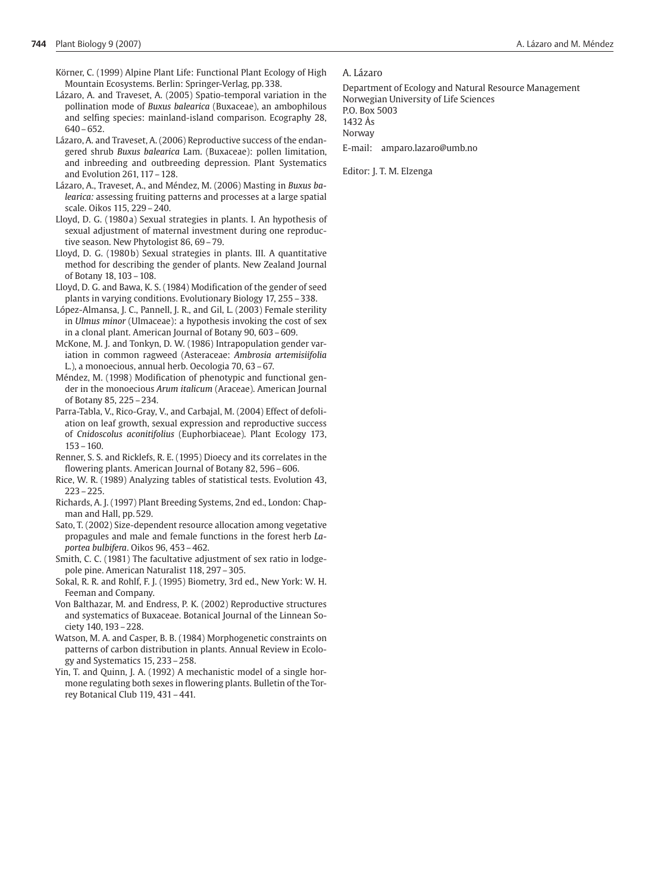Körner, C. (1999) Alpine Plant Life: Functional Plant Ecology of High Mountain Ecosystems. Berlin: Springer-Verlag, pp. 338.

Lázaro, A. and Traveset, A. (2005) Spatio-temporal variation in the pollination mode of *Buxus balearica* (Buxaceae), an ambophilous and selfing species: mainland-island comparison. Ecography 28, 640 – 652.

Lázaro, A. and Traveset, A. (2006) Reproductive success of the endangered shrub *Buxus balearica* Lam. (Buxaceae): pollen limitation, and inbreeding and outbreeding depression. Plant Systematics and Evolution 261, 117 – 128.

Lázaro, A., Traveset, A., and Méndez, M. (2006) Masting in *Buxus balearica:* assessing fruiting patterns and processes at a large spatial scale. Oikos 115, 229 – 240.

Lloyd, D. G. (1980 a) Sexual strategies in plants. I. An hypothesis of sexual adjustment of maternal investment during one reproductive season. New Phytologist 86, 69 – 79.

Lloyd, D. G. (1980 b) Sexual strategies in plants. III. A quantitative method for describing the gender of plants. New Zealand Journal of Botany 18, 103 – 108.

Lloyd, D. G. and Bawa, K. S. (1984) Modification of the gender of seed plants in varying conditions. Evolutionary Biology 17, 255 – 338.

López-Almansa, J. C., Pannell, J. R., and Gil, L. (2003) Female sterility in *Ulmus minor* (Ulmaceae): a hypothesis invoking the cost of sex in a clonal plant. American Journal of Botany 90, 603 – 609.

McKone, M. J. and Tonkyn, D. W. (1986) Intrapopulation gender variation in common ragweed (Asteraceae: *Ambrosia artemisiifolia* L.), a monoecious, annual herb. Oecologia 70, 63 – 67.

Méndez, M. (1998) Modification of phenotypic and functional gender in the monoecious *Arum italicum* (Araceae). American Journal of Botany 85, 225 – 234.

Parra-Tabla, V., Rico-Gray, V., and Carbajal, M. (2004) Effect of defoliation on leaf growth, sexual expression and reproductive success of *Cnidoscolus aconitifolius* (Euphorbiaceae). Plant Ecology 173, 153 – 160.

Renner, S. S. and Ricklefs, R. E. (1995) Dioecy and its correlates in the flowering plants. American Journal of Botany 82, 596 – 606.

Rice, W. R. (1989) Analyzing tables of statistical tests. Evolution 43, 223 – 225.

Richards, A. J. (1997) Plant Breeding Systems, 2nd ed., London: Chapman and Hall, pp. 529.

Sato, T. (2002) Size-dependent resource allocation among vegetative propagules and male and female functions in the forest herb *Laportea bulbifera*. Oikos 96, 453 – 462.

Smith, C. C. (1981) The facultative adjustment of sex ratio in lodgepole pine. American Naturalist 118, 297 – 305.

Sokal, R. R. and Rohlf, F. J. (1995) Biometry, 3rd ed., New York: W. H. Feeman and Company.

Von Balthazar, M. and Endress, P. K. (2002) Reproductive structures and systematics of Buxaceae. Botanical Journal of the Linnean Society 140, 193 – 228.

Watson, M. A. and Casper, B. B. (1984) Morphogenetic constraints on patterns of carbon distribution in plants. Annual Review in Ecology and Systematics 15, 233 – 258.

Yin, T. and Quinn, J. A. (1992) A mechanistic model of a single hormone regulating both sexes in flowering plants. Bulletin of the Torrey Botanical Club 119, 431 – 441.

A. Lázaro

Department of Ecology and Natural Resource Management
Norwegian University of Life Sciences
P.O. Box 5003
1432 Ås
Norway

E-mail: amparo.lazaro@umb.no

Editor: J. T. M. Elzenga